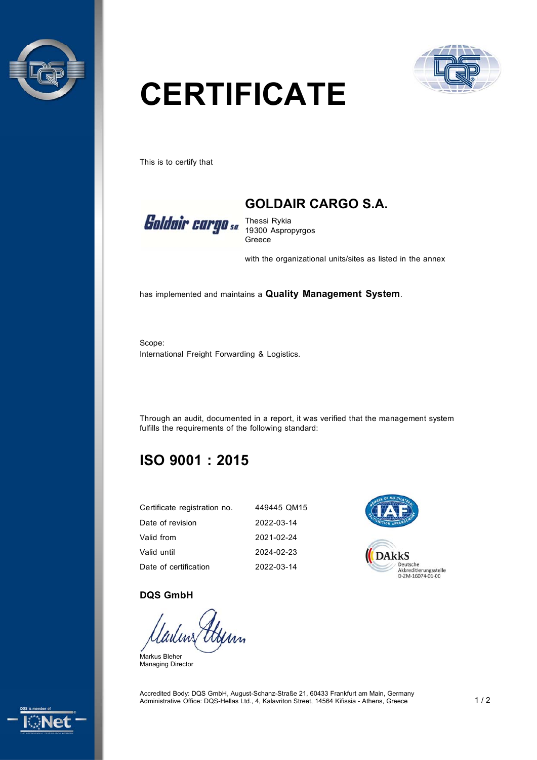# CERTIFICATE

This is to certify that

## GOLDAIR CARGO S.A.

Thessi Rykia
19300 Aspropyrgos
Greece

with the organizational units/sites as listed in the annex

has implemented and maintains a **Quality Management System**.

Scope:
International Freight Forwarding & Logistics.

Through an audit, documented in a report, it was verified that the management system fulfills the requirements of the following standard:

## ISO 9001 : 2015

| | |
|---|---|
| Certificate registration no. | 449445 QM15 |
| Date of revision | 2022-03-14 |
| Valid from | 2021-02-24 |
| Valid until | 2024-02-23 |
| Date of certification | 2022-03-14 |

Deutsche Akkreditierungsstelle
D-ZM-16074-01-00

**DQS GmbH**

Markus Bleher
Managing Director

Accredited Body: DQS GmbH, August-Schanz-Straße 21, 60433 Frankfurt am Main, Germany
Administrative Office: DQS-Hellas Ltd., 4, Kalavriton Street, 14564 Kifissia - Athens, Greece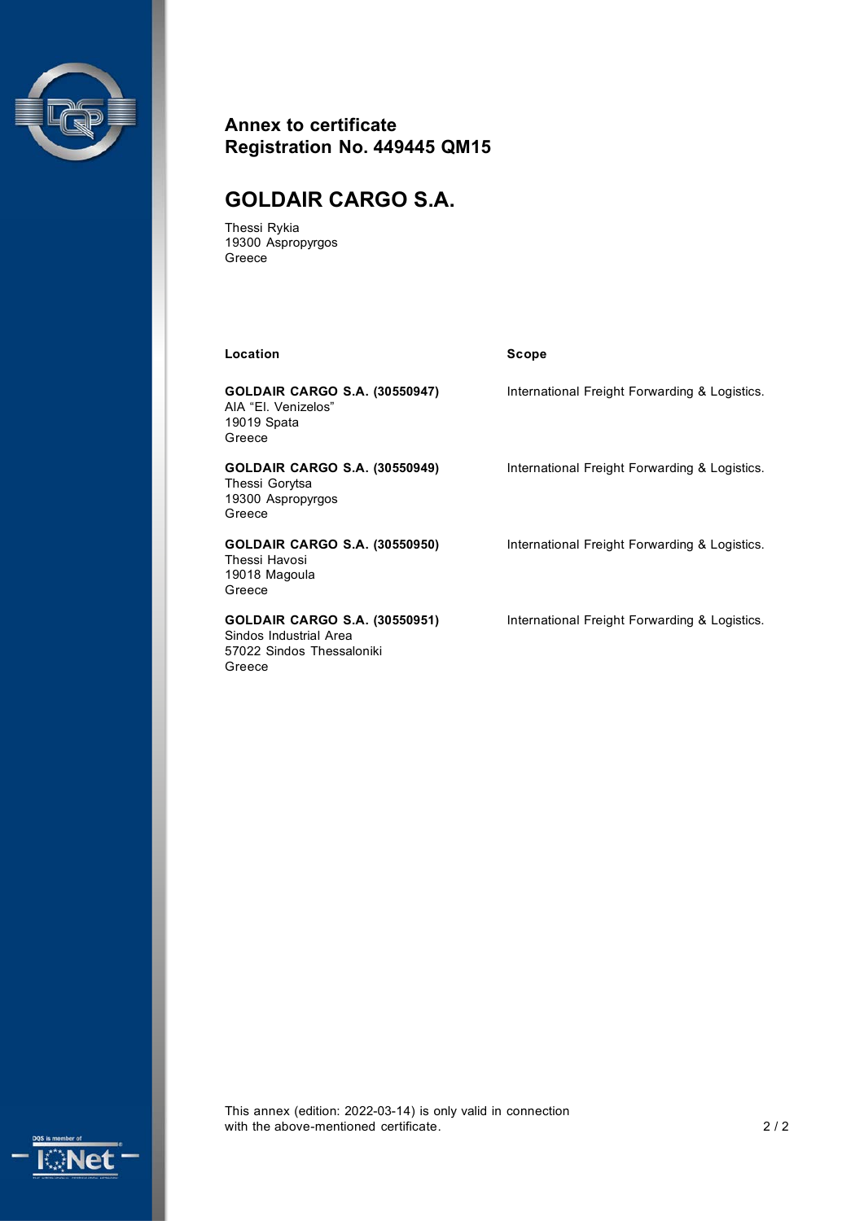## Annex to certificate
## Registration No. 449445 QM15

# GOLDAIR CARGO S.A.

Thessi Rykia
19300 Aspropyrgos
Greece

| Location | Scope |
| --- | --- |
| **GOLDAIR CARGO S.A. (30550947)**<br>AIA “El. Venizelos”<br>19019 Spata<br>Greece | International Freight Forwarding & Logistics. |
| **GOLDAIR CARGO S.A. (30550949)**<br>Thessi Gorytsa<br>19300 Aspropyrgos<br>Greece | International Freight Forwarding & Logistics. |
| **GOLDAIR CARGO S.A. (30550950)**<br>Thessi Havosi<br>19018 Magoula<br>Greece | International Freight Forwarding & Logistics. |
| **GOLDAIR CARGO S.A. (30550951)**<br>Sindos Industrial Area<br>57022 Sindos Thessaloniki<br>Greece | International Freight Forwarding & Logistics. |

This annex (edition: 2022-03-14) is only valid in connection with the above-mentioned certificate.